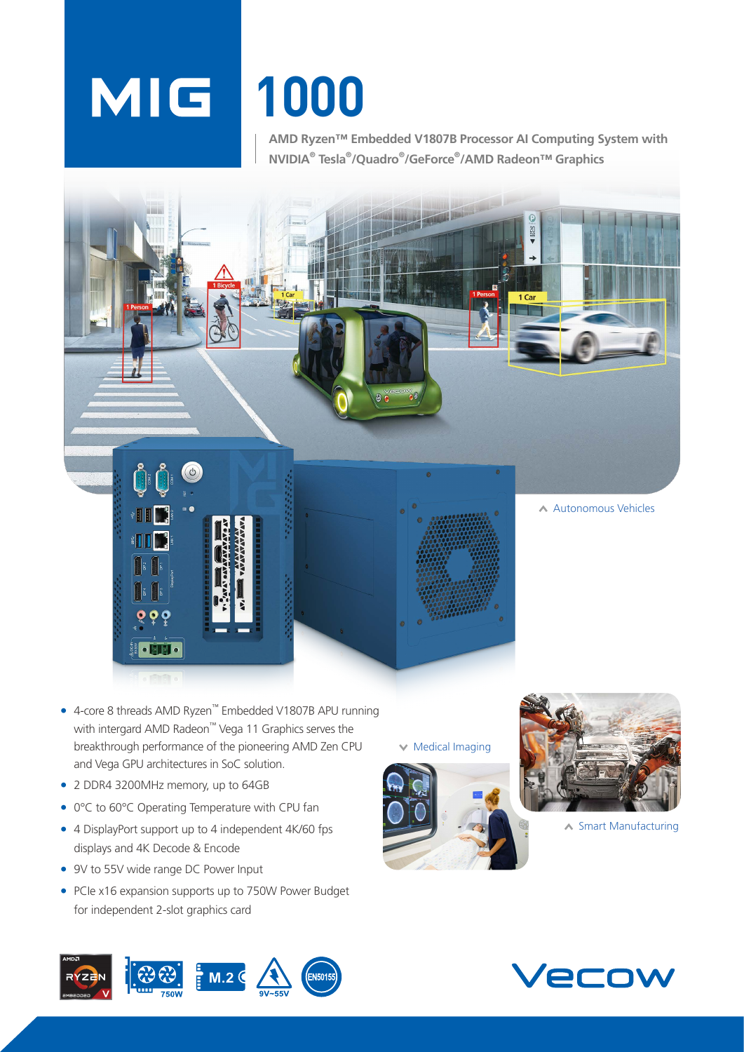# MIG 1000

AMD Ryzen™ Embedded V1807B Processor AI Computing System with NVIDIA® Tesla®/Quadro®/GeForce®/AMD Radeon™ Graphics

Autonomous Vehicles

Medical Imaging

Smart Manufacturing

- 4-core 8 threads AMD Ryzen™ Embedded V1807B APU running with intergard AMD Radeon™ Vega 11 Graphics serves the breakthrough performance of the pioneering AMD Zen CPU and Vega GPU architectures in SoC solution.
- 2 DDR4 3200MHz memory, up to 64GB
- 0°C to 60°C Operating Temperature with CPU fan
- 4 DisplayPort support up to 4 independent 4K/60 fps displays and 4K Decode & Encode
- 9V to 55V wide range DC Power Input
- PCIe x16 expansion supports up to 750W Power Budget for independent 2-slot graphics card

750W | M.2 | 9V~55V | EN50155

Vecow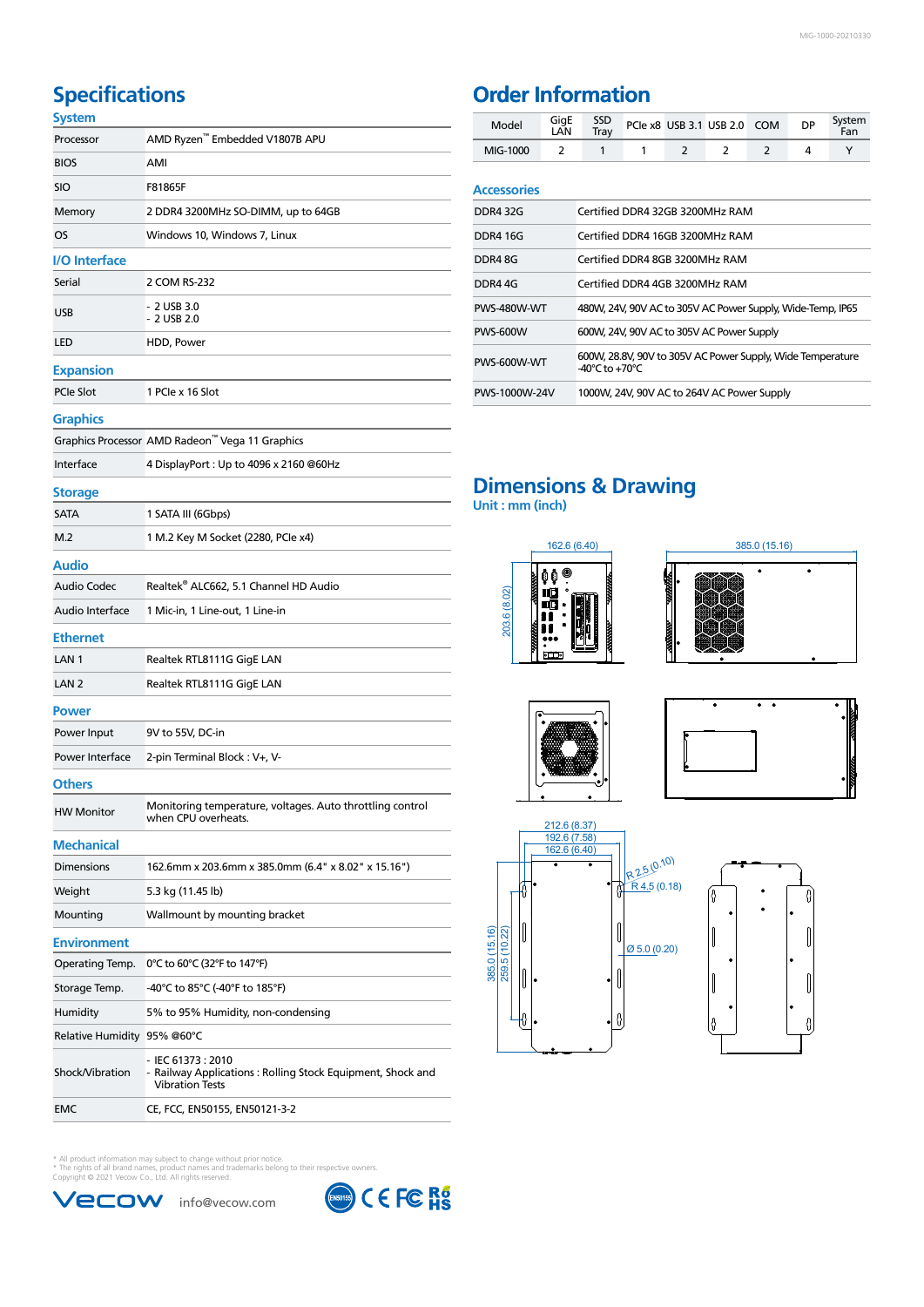# Specifications

## System

| | |
|---|---|
| Processor | AMD Ryzen™ Embedded V1807B APU |
| BIOS | AMI |
| SIO | F81865F |
| Memory | 2 DDR4 3200MHz SO-DIMM, up to 64GB |
| OS | Windows 10, Windows 7, Linux |

## I/O Interface

| | |
|---|---|
| Serial | 2 COM RS-232 |
| USB | - 2 USB 3.0<br>- 2 USB 2.0 |
| LED | HDD, Power |

## Expansion

| | |
|---|---|
| PCIe Slot | 1 PCIe x 16 Slot |

## Graphics

| | |
|---|---|
| Graphics Processor | AMD Radeon™ Vega 11 Graphics |
| Interface | 4 DisplayPort : Up to 4096 x 2160 @60Hz |

## Storage

| | |
|---|---|
| SATA | 1 SATA III (6Gbps) |
| M.2 | 1 M.2 Key M Socket (2280, PCIe x4) |

## Audio

| | |
|---|---|
| Audio Codec | Realtek® ALC662, 5.1 Channel HD Audio |
| Audio Interface | 1 Mic-in, 1 Line-out, 1 Line-in |

## Ethernet

| | |
|---|---|
| LAN 1 | Realtek RTL8111G GigE LAN |
| LAN 2 | Realtek RTL8111G GigE LAN |

## Power

| | |
|---|---|
| Power Input | 9V to 55V, DC-in |
| Power Interface | 2-pin Terminal Block : V+, V- |

## Others

| | |
|---|---|
| HW Monitor | Monitoring temperature, voltages. Auto throttling control when CPU overheats. |

## Mechanical

| | |
|---|---|
| Dimensions | 162.6mm x 203.6mm x 385.0mm (6.4" x 8.02" x 15.16") |
| Weight | 5.3 kg (11.45 lb) |
| Mounting | Wallmount by mounting bracket |

## Environment

| | |
|---|---|
| Operating Temp. | 0°C to 60°C (32°F to 147°F) |
| Storage Temp. | -40°C to 85°C (-40°F to 185°F) |
| Humidity | 5% to 95% Humidity, non-condensing |
| Relative Humidity | 95% @60°C |
| Shock/Vibration | - IEC 61373 : 2010<br>- Railway Applications : Rolling Stock Equipment, Shock and Vibration Tests |
| EMC | CE, FCC, EN50155, EN50121-3-2 |

# Order Information

| Model | GigE LAN | SSD Tray | PCIe x8 | USB 3.1 | USB 2.0 | COM | DP | System Fan |
|---|---|---|---|---|---|---|---|---|
| MIG-1000 | 2 | 1 | 1 | 2 | 2 | 2 | 4 | Y |

## Accessories

| | |
|---|---|
| DDR4 32G | Certified DDR4 32GB 3200MHz RAM |
| DDR4 16G | Certified DDR4 16GB 3200MHz RAM |
| DDR4 8G | Certified DDR4 8GB 3200MHz RAM |
| DDR4 4G | Certified DDR4 4GB 3200MHz RAM |
| PWS-480W-WT | 480W, 24V, 90V AC to 305V AC Power Supply, Wide-Temp, IP65 |
| PWS-600W | 600W, 24V, 90V AC to 305V AC Power Supply |
| PWS-600W-WT | 600W, 28.8V, 90V to 305V AC Power Supply, Wide Temperature -40°C to +70°C |
| PWS-1000W-24V | 1000W, 24V, 90V AC to 264V AC Power Supply |

# Dimensions & Drawing

## Unit : mm (inch)

162.6 (6.40)
385.0 (15.16)
203.6 (8.02)
212.6 (8.37)
192.6 (7.58)
162.6 (6.40)
R 2.5 (0.10)
R 4.5 (0.18)
Ø 5.0 (0.20)
385.0 (15.16)
259.5 (10.22)

\* All product information may subject to change without prior notice.
\* The rights of all brand names, product names and trademarks belong to their respective owners.
Copyright © 2021 Vecow Co., Ltd. All rights reserved.

Vecow info@vecow.com